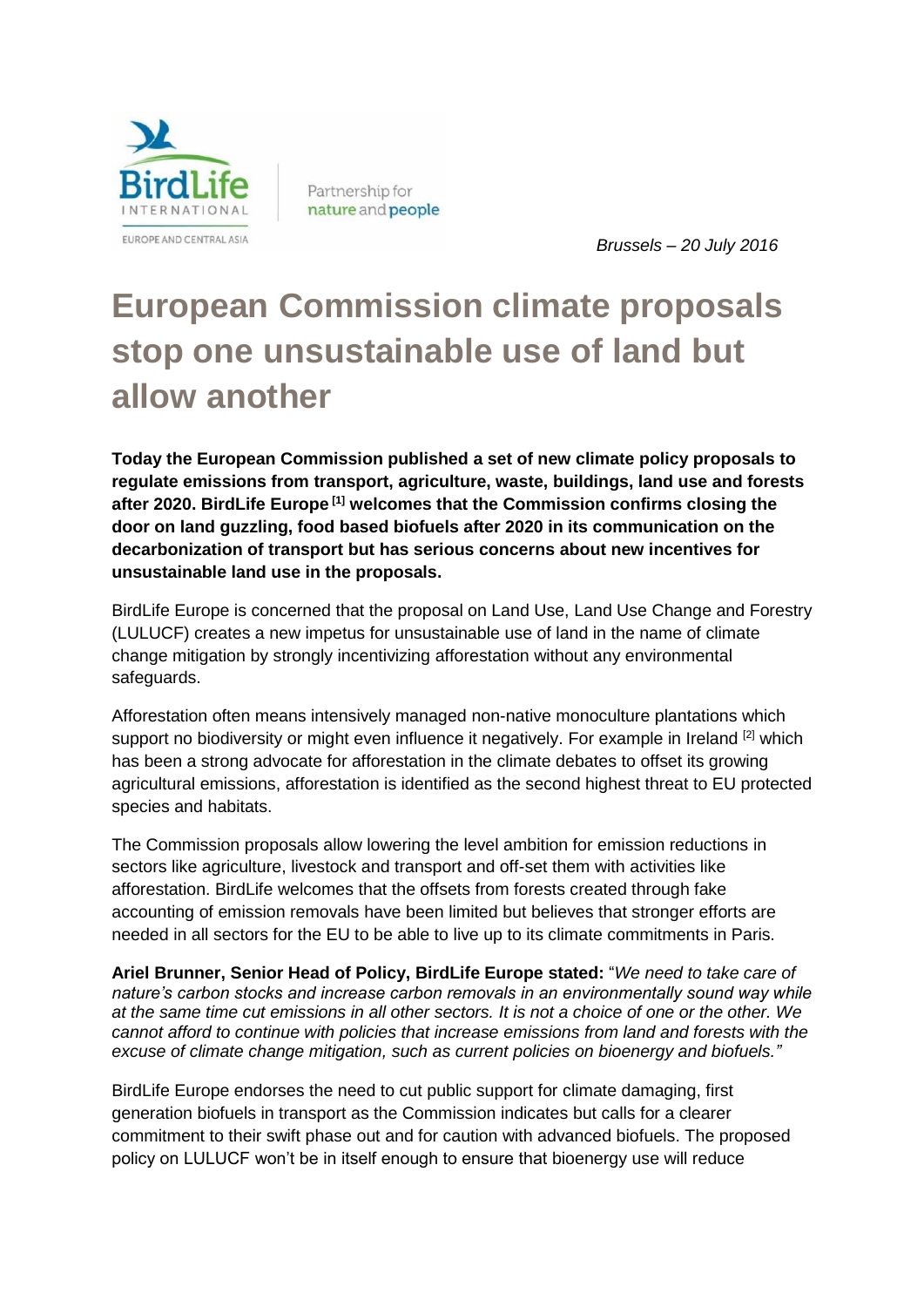BirdLife INTERNATIONAL

EUROPE AND CENTRAL ASIA

Partnership for nature and people

*Brussels – 20 July 2016*

# European Commission climate proposals stop one unsustainable use of land but allow another

**Today the European Commission published a set of new climate policy proposals to regulate emissions from transport, agriculture, waste, buildings, land use and forests after 2020. BirdLife Europe [1] welcomes that the Commission confirms closing the door on land guzzling, food based biofuels after 2020 in its communication on the decarbonization of transport but has serious concerns about new incentives for unsustainable land use in the proposals.**

BirdLife Europe is concerned that the proposal on Land Use, Land Use Change and Forestry (LULUCF) creates a new impetus for unsustainable use of land in the name of climate change mitigation by strongly incentivizing afforestation without any environmental safeguards.

Afforestation often means intensively managed non-native monoculture plantations which support no biodiversity or might even influence it negatively. For example in Ireland [2] which has been a strong advocate for afforestation in the climate debates to offset its growing agricultural emissions, afforestation is identified as the second highest threat to EU protected species and habitats.

The Commission proposals allow lowering the level ambition for emission reductions in sectors like agriculture, livestock and transport and off-set them with activities like afforestation. BirdLife welcomes that the offsets from forests created through fake accounting of emission removals have been limited but believes that stronger efforts are needed in all sectors for the EU to be able to live up to its climate commitments in Paris.

**Ariel Brunner, Senior Head of Policy, BirdLife Europe stated:** "*We need to take care of nature's carbon stocks and increase carbon removals in an environmentally sound way while at the same time cut emissions in all other sectors. It is not a choice of one or the other. We cannot afford to continue with policies that increase emissions from land and forests with the excuse of climate change mitigation, such as current policies on bioenergy and biofuels."*

BirdLife Europe endorses the need to cut public support for climate damaging, first generation biofuels in transport as the Commission indicates but calls for a clearer commitment to their swift phase out and for caution with advanced biofuels. The proposed policy on LULUCF won't be in itself enough to ensure that bioenergy use will reduce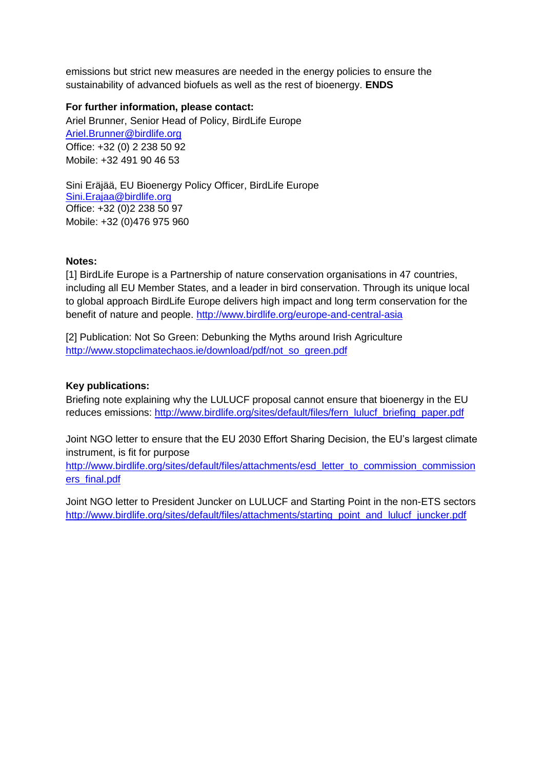emissions but strict new measures are needed in the energy policies to ensure the sustainability of advanced biofuels as well as the rest of bioenergy. **ENDS**

**For further information, please contact:**

Ariel Brunner, Senior Head of Policy, BirdLife Europe
Ariel.Brunner@birdlife.org
Office: +32 (0) 2 238 50 92
Mobile: +32 491 90 46 53

Sini Eräjää, EU Bioenergy Policy Officer, BirdLife Europe
Sini.Erajaa@birdlife.org
Office: +32 (0)2 238 50 97
Mobile: +32 (0)476 975 960

**Notes:**

[1] BirdLife Europe is a Partnership of nature conservation organisations in 47 countries, including all EU Member States, and a leader in bird conservation. Through its unique local to global approach BirdLife Europe delivers high impact and long term conservation for the benefit of nature and people. http://www.birdlife.org/europe-and-central-asia

[2] Publication: Not So Green: Debunking the Myths around Irish Agriculture
http://www.stopclimatechaos.ie/download/pdf/not_so_green.pdf

**Key publications:**

Briefing note explaining why the LULUCF proposal cannot ensure that bioenergy in the EU reduces emissions: http://www.birdlife.org/sites/default/files/fern_lulucf_briefing_paper.pdf

Joint NGO letter to ensure that the EU 2030 Effort Sharing Decision, the EU's largest climate instrument, is fit for purpose
http://www.birdlife.org/sites/default/files/attachments/esd_letter_to_commission_commissioners_final.pdf

Joint NGO letter to President Juncker on LULUCF and Starting Point in the non-ETS sectors
http://www.birdlife.org/sites/default/files/attachments/starting_point_and_lulucf_juncker.pdf